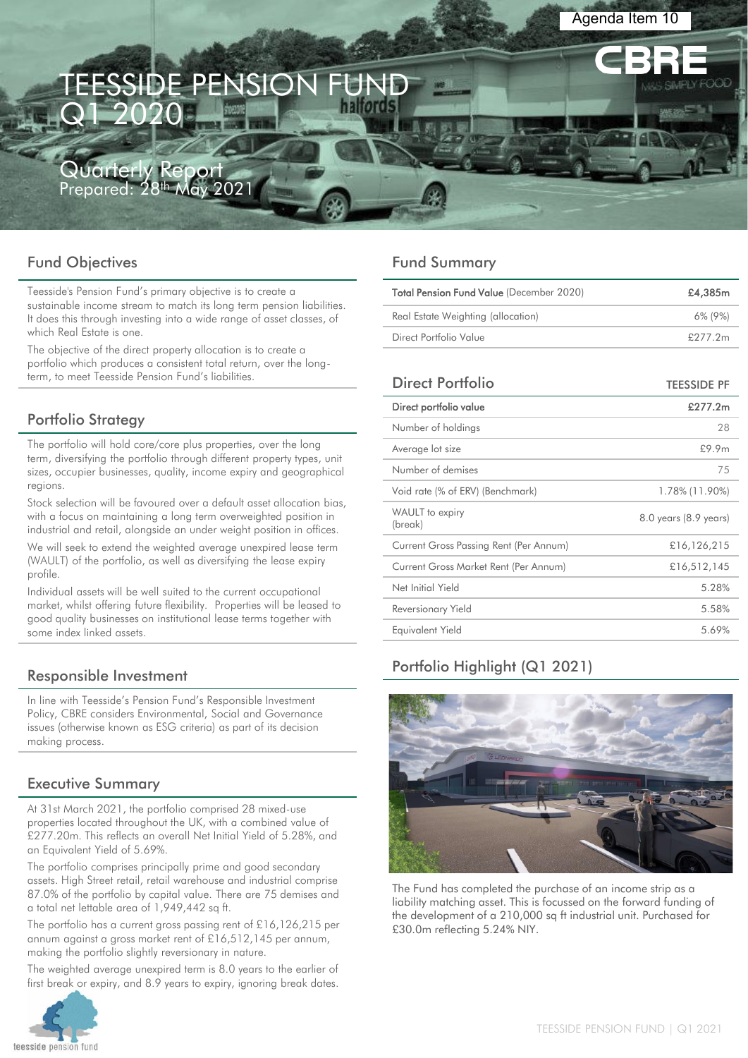Agenda Item 10

# TEESSIDE PENSION FUND Q1 2020

## Quarterly Report

Prepared: 28th May 2021

## Fund Objectives

Teesside's Pension Fund's primary objective is to create a sustainable income stream to match its long term pension liabilities. It does this through investing into a wide range of asset classes, of which Real Estate is one.

The objective of the direct property allocation is to create a portfolio which produces a consistent total return, over the long-term, to meet Teesside Pension Fund's liabilities.

## Portfolio Strategy

The portfolio will hold core/core plus properties, over the long term, diversifying the portfolio through different property types, unit sizes, occupier businesses, quality, income expiry and geographical regions.

Stock selection will be favoured over a default asset allocation bias, with a focus on maintaining a long term overweighted position in industrial and retail, alongside an under weight position in offices.

We will seek to extend the weighted average unexpired lease term (WAULT) of the portfolio, as well as diversifying the lease expiry profile.

Individual assets will be well suited to the current occupational market, whilst offering future flexibility. Properties will be leased to good quality businesses on institutional lease terms together with some index linked assets.

## Responsible Investment

In line with Teesside's Pension Fund's Responsible Investment Policy, CBRE considers Environmental, Social and Governance issues (otherwise known as ESG criteria) as part of its decision making process.

## Executive Summary

At 31st March 2021, the portfolio comprised 28 mixed-use properties located throughout the UK, with a combined value of £277.20m. This reflects an overall Net Initial Yield of 5.28%, and an Equivalent Yield of 5.69%.

The portfolio comprises principally prime and good secondary assets. High Street retail, retail warehouse and industrial comprise 87.0% of the portfolio by capital value. There are 75 demises and a total net lettable area of 1,949,442 sq ft.

The portfolio has a current gross passing rent of £16,126,215 per annum against a gross market rent of £16,512,145 per annum, making the portfolio slightly reversionary in nature.

The weighted average unexpired term is 8.0 years to the earlier of first break or expiry, and 8.9 years to expiry, ignoring break dates.

## Fund Summary

| | |
|---|---|
| **Total Pension Fund Value** (December 2020) | **£4,385m** |
| Real Estate Weighting (allocation) | 6% (9%) |
| Direct Portfolio Value | £277.2m |

## Direct Portfolio

| | TEESSIDE PF |
|---|---|
| **Direct portfolio value** | **£277.2m** |
| Number of holdings | 28 |
| Average lot size | £9.9m |
| Number of demises | 75 |
| Void rate (% of ERV) (Benchmark) | 1.78% (11.90%) |
| WAULT to expiry (break) | 8.0 years (8.9 years) |
| Current Gross Passing Rent (Per Annum) | £16,126,215 |
| Current Gross Market Rent (Per Annum) | £16,512,145 |
| Net Initial Yield | 5.28% |
| Reversionary Yield | 5.58% |
| Equivalent Yield | 5.69% |

## Portfolio Highlight (Q1 2021)

The Fund has completed the purchase of an income strip as a liability matching asset. This is focussed on the forward funding of the development of a 210,000 sq ft industrial unit. Purchased for £30.0m reflecting 5.24% NIY.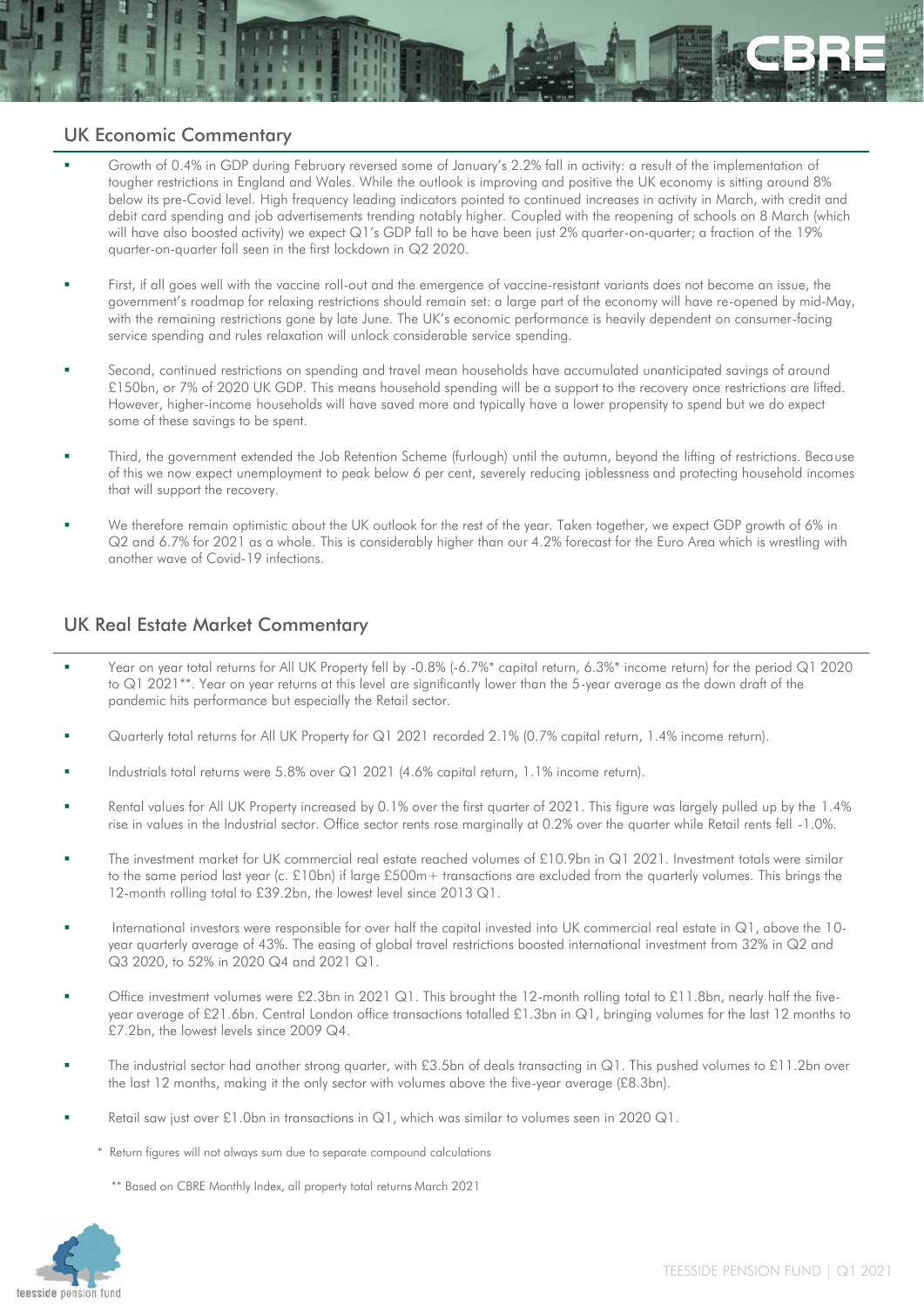## UK Economic Commentary

- Growth of 0.4% in GDP during February reversed some of January's 2.2% fall in activity: a result of the implementation of tougher restrictions in England and Wales. While the outlook is improving and positive the UK economy is sitting around 8% below its pre-Covid level. High frequency leading indicators pointed to continued increases in activity in March, with credit and debit card spending and job advertisements trending notably higher. Coupled with the reopening of schools on 8 March (which will have also boosted activity) we expect Q1's GDP fall to be have been just 2% quarter-on-quarter; a fraction of the 19% quarter-on-quarter fall seen in the first lockdown in Q2 2020.

- First, if all goes well with the vaccine roll-out and the emergence of vaccine-resistant variants does not become an issue, the government's roadmap for relaxing restrictions should remain set: a large part of the economy will have re-opened by mid-May, with the remaining restrictions gone by late June. The UK's economic performance is heavily dependent on consumer-facing service spending and rules relaxation will unlock considerable service spending.

- Second, continued restrictions on spending and travel mean households have accumulated unanticipated savings of around £150bn, or 7% of 2020 UK GDP. This means household spending will be a support to the recovery once restrictions are lifted. However, higher-income households will have saved more and typically have a lower propensity to spend but we do expect some of these savings to be spent.

- Third, the government extended the Job Retention Scheme (furlough) until the autumn, beyond the lifting of restrictions. Because of this we now expect unemployment to peak below 6 per cent, severely reducing joblessness and protecting household incomes that will support the recovery.

- We therefore remain optimistic about the UK outlook for the rest of the year. Taken together, we expect GDP growth of 6% in Q2 and 6.7% for 2021 as a whole. This is considerably higher than our 4.2% forecast for the Euro Area which is wrestling with another wave of Covid-19 infections.

## UK Real Estate Market Commentary

- Year on year total returns for All UK Property fell by -0.8% (-6.7%* capital return, 6.3%* income return) for the period Q1 2020 to Q1 2021**. Year on year returns at this level are significantly lower than the 5-year average as the down draft of the pandemic hits performance but especially the Retail sector.

- Quarterly total returns for All UK Property for Q1 2021 recorded 2.1% (0.7% capital return, 1.4% income return).

- Industrials total returns were 5.8% over Q1 2021 (4.6% capital return, 1.1% income return).

- Rental values for All UK Property increased by 0.1% over the first quarter of 2021. This figure was largely pulled up by the 1.4% rise in values in the Industrial sector. Office sector rents rose marginally at 0.2% over the quarter while Retail rents fell -1.0%.

- The investment market for UK commercial real estate reached volumes of £10.9bn in Q1 2021. Investment totals were similar to the same period last year (c. £10bn) if large £500m+ transactions are excluded from the quarterly volumes. This brings the 12-month rolling total to £39.2bn, the lowest level since 2013 Q1.

- International investors were responsible for over half the capital invested into UK commercial real estate in Q1, above the 10-year quarterly average of 43%. The easing of global travel restrictions boosted international investment from 32% in Q2 and Q3 2020, to 52% in 2020 Q4 and 2021 Q1.

- Office investment volumes were £2.3bn in 2021 Q1. This brought the 12-month rolling total to £11.8bn, nearly half the five-year average of £21.6bn. Central London office transactions totalled £1.3bn in Q1, bringing volumes for the last 12 months to £7.2bn, the lowest levels since 2009 Q4.

- The industrial sector had another strong quarter, with £3.5bn of deals transacting in Q1. This pushed volumes to £11.2bn over the last 12 months, making it the only sector with volumes above the five-year average (£8.3bn).

- Retail saw just over £1.0bn in transactions in Q1, which was similar to volumes seen in 2020 Q1.

\* Return figures will not always sum due to separate compound calculations

\*\* Based on CBRE Monthly Index, all property total returns March 2021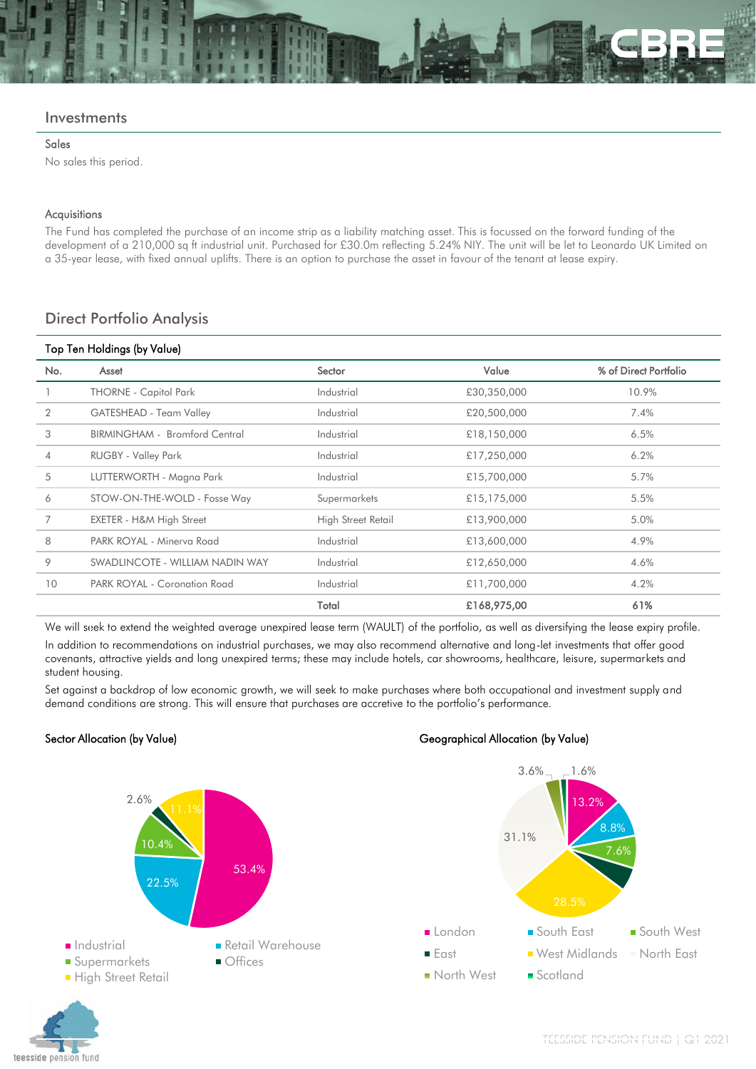## Investments

### Sales

No sales this period.

### Acquisitions

The Fund has completed the purchase of an income strip as a liability matching asset. This is focussed on the forward funding of the development of a 210,000 sq ft industrial unit. Purchased for £30.0m reflecting 5.24% NIY. The unit will be let to Leonardo UK Limited on a 35-year lease, with fixed annual uplifts. There is an option to purchase the asset in favour of the tenant at lease expiry.

## Direct Portfolio Analysis

### Top Ten Holdings (by Value)

| No. | Asset | Sector | Value | % of Direct Portfolio |
|---|---|---|---|---|
| 1 | THORNE - Capitol Park | Industrial | £30,350,000 | 10.9% |
| 2 | GATESHEAD - Team Valley | Industrial | £20,500,000 | 7.4% |
| 3 | BIRMINGHAM - Bromford Central | Industrial | £18,150,000 | 6.5% |
| 4 | RUGBY - Valley Park | Industrial | £17,250,000 | 6.2% |
| 5 | LUTTERWORTH - Magna Park | Industrial | £15,700,000 | 5.7% |
| 6 | STOW-ON-THE-WOLD - Fosse Way | Supermarkets | £15,175,000 | 5.5% |
| 7 | EXETER - H&M High Street | High Street Retail | £13,900,000 | 5.0% |
| 8 | PARK ROYAL - Minerva Road | Industrial | £13,600,000 | 4.9% |
| 9 | SWADLINCOTE - WILLIAM NADIN WAY | Industrial | £12,650,000 | 4.6% |
| 10 | PARK ROYAL - Coronation Road | Industrial | £11,700,000 | 4.2% |
| | | **Total** | **£168,975,00** | **61%** |

We will seek to extend the weighted average unexpired lease term (WAULT) of the portfolio, as well as diversifying the lease expiry profile.

In addition to recommendations on industrial purchases, we may also recommend alternative and long-let investments that offer good covenants, attractive yields and long unexpired terms; these may include hotels, car showrooms, healthcare, leisure, supermarkets and student housing.

Set against a backdrop of low economic growth, we will seek to make purchases where both occupational and investment supply and demand conditions are strong. This will ensure that purchases are accretive to the portfolio's performance.

### Sector Allocation (by Value)

| Sector | % |
|---|---|
| Industrial | 53.4% |
| Retail Warehouse | 22.5% |
| Supermarkets | 10.4% |
| Offices | 2.6% |
| High Street Retail | 11.1% |

### Geographical Allocation (by Value)

| Region | % |
|---|---|
| London | 13.2% |
| South East | 8.8% |
| South West | 7.6% |
| East | |
| West Midlands | 28.5% |
| North East | 31.1% |
| North West | 3.6% |
| Scotland | 1.6% |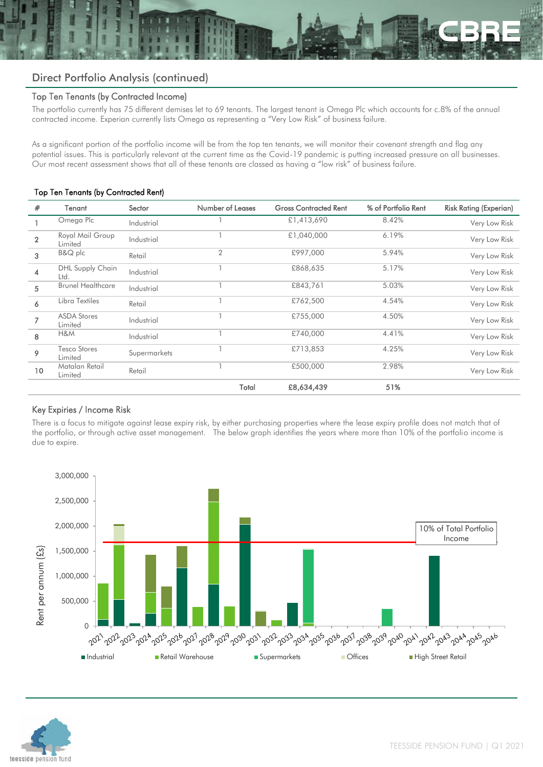## Direct Portfolio Analysis (continued)

### Top Ten Tenants (by Contracted Income)

The portfolio currently has 75 different demises let to 69 tenants. The largest tenant is Omega Plc which accounts for c.8% of the annual contracted income. Experian currently lists Omega as representing a "Very Low Risk" of business failure.

As a significant portion of the portfolio income will be from the top ten tenants, we will monitor their covenant strength and flag any potential issues. This is particularly relevant at the current time as the Covid-19 pandemic is putting increased pressure on all businesses. Our most recent assessment shows that all of these tenants are classed as having a "low risk" of business failure.

**Top Ten Tenants (by Contracted Rent)**

| # | Tenant | Sector | Number of Leases | Gross Contracted Rent | % of Portfolio Rent | Risk Rating (Experian) |
|---|---|---|---|---|---|---|
| 1 | Omega Plc | Industrial | 1 | £1,413,690 | 8.42% | Very Low Risk |
| 2 | Royal Mail Group Limited | Industrial | 1 | £1,040,000 | 6.19% | Very Low Risk |
| 3 | B&Q plc | Retail | 2 | £997,000 | 5.94% | Very Low Risk |
| 4 | DHL Supply Chain Ltd. | Industrial | 1 | £868,635 | 5.17% | Very Low Risk |
| 5 | Brunel Healthcare | Industrial | 1 | £843,761 | 5.03% | Very Low Risk |
| 6 | Libra Textiles | Retail | 1 | £762,500 | 4.54% | Very Low Risk |
| 7 | ASDA Stores Limited | Industrial | 1 | £755,000 | 4.50% | Very Low Risk |
| 8 | H&M | Industrial | 1 | £740,000 | 4.41% | Very Low Risk |
| 9 | Tesco Stores Limited | Supermarkets | 1 | £713,853 | 4.25% | Very Low Risk |
| 10 | Matalan Retail Limited | Retail | 1 | £500,000 | 2.98% | Very Low Risk |
| | | | **Total** | **£8,634,439** | **51%** | |

### Key Expiries / Income Risk

There is a focus to mitigate against lease expiry risk, by either purchasing properties where the lease expiry profile does not match that of the portfolio, or through active asset management. The below graph identifies the years where more than 10% of the portfolio income is due to expire.

Rent per annum (£s): 0, 500,000, 1,000,000, 1,500,000, 2,000,000, 2,500,000, 3,000,000

Years: 2021–2046

10% of Total Portfolio Income

Legend: Industrial, Retail Warehouse, Supermarkets, Offices, High Street Retail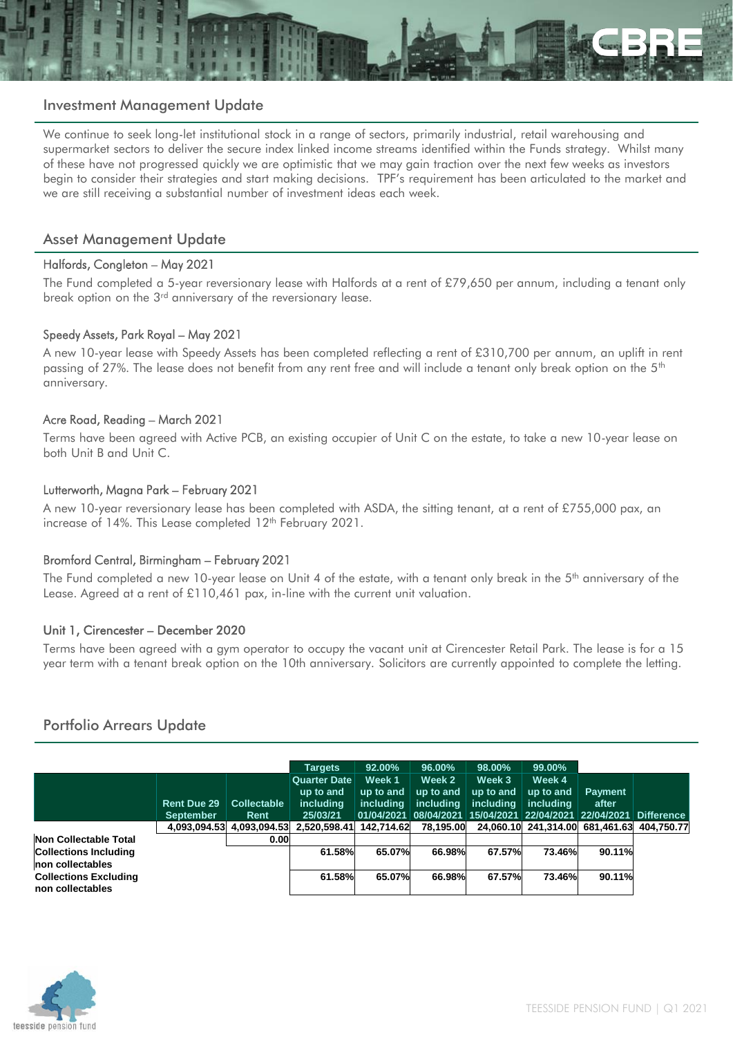## Investment Management Update

We continue to seek long-let institutional stock in a range of sectors, primarily industrial, retail warehousing and supermarket sectors to deliver the secure index linked income streams identified within the Funds strategy. Whilst many of these have not progressed quickly we are optimistic that we may gain traction over the next few weeks as investors begin to consider their strategies and start making decisions. TPF's requirement has been articulated to the market and we are still receiving a substantial number of investment ideas each week.

## Asset Management Update

### Halfords, Congleton – May 2021

The Fund completed a 5-year reversionary lease with Halfords at a rent of £79,650 per annum, including a tenant only break option on the 3rd anniversary of the reversionary lease.

### Speedy Assets, Park Royal – May 2021

A new 10-year lease with Speedy Assets has been completed reflecting a rent of £310,700 per annum, an uplift in rent passing of 27%. The lease does not benefit from any rent free and will include a tenant only break option on the 5th anniversary.

### Acre Road, Reading – March 2021

Terms have been agreed with Active PCB, an existing occupier of Unit C on the estate, to take a new 10-year lease on both Unit B and Unit C.

### Lutterworth, Magna Park – February 2021

A new 10-year reversionary lease has been completed with ASDA, the sitting tenant, at a rent of £755,000 pax, an increase of 14%. This Lease completed 12th February 2021.

### Bromford Central, Birmingham – February 2021

The Fund completed a new 10-year lease on Unit 4 of the estate, with a tenant only break in the 5th anniversary of the Lease. Agreed at a rent of £110,461 pax, in-line with the current unit valuation.

### Unit 1, Cirencester – December 2020

Terms have been agreed with a gym operator to occupy the vacant unit at Cirencester Retail Park. The lease is for a 15 year term with a tenant break option on the 10th anniversary. Solicitors are currently appointed to complete the letting.

## Portfolio Arrears Update

| | | | Targets | 92.00% | 96.00% | 98.00% | 99.00% | | |
|---|---|---|---|---|---|---|---|---|---|
| | Rent Due 29 September | Collectable Rent | Quarter Date up to and including 25/03/21 | Week 1 up to and including 01/04/2021 | Week 2 up to and including 08/04/2021 | Week 3 up to and including 15/04/2021 | Week 4 up to and including 22/04/2021 | Payment after 22/04/2021 | Difference |
| | 4,093,094.53 | 4,093,094.53 | 2,520,598.41 | 142,714.62 | 78,195.00 | 24,060.10 | 241,314.00 | 681,461.63 | 404,750.77 |
| **Non Collectable Total** | | 0.00 | | | | | | | |
| **Collections Including non collectables** | | | 61.58% | 65.07% | 66.98% | 67.57% | 73.46% | 90.11% | |
| **Collections Excluding non collectables** | | | 61.58% | 65.07% | 66.98% | 67.57% | 73.46% | 90.11% | |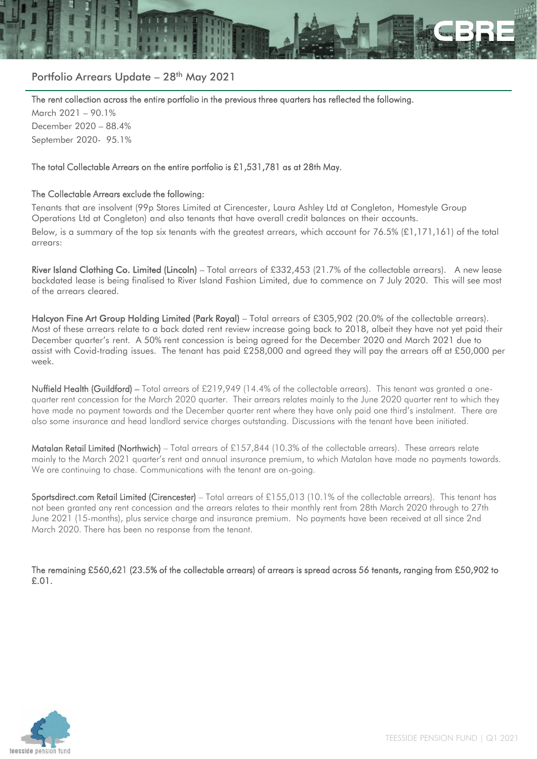## Portfolio Arrears Update – 28th May 2021

**The rent collection across the entire portfolio in the previous three quarters has reflected the following.**

March 2021 – 90.1%
December 2020 – 88.4%
September 2020- 95.1%

**The total Collectable Arrears on the entire portfolio is £1,531,781 as at 28th May.**

**The Collectable Arrears exclude the following:**

Tenants that are insolvent (99p Stores Limited at Cirencester, Laura Ashley Ltd at Congleton, Homestyle Group Operations Ltd at Congleton) and also tenants that have overall credit balances on their accounts.

Below, is a summary of the top six tenants with the greatest arrears, which account for 76.5% (£1,171,161) of the total arrears:

**River Island Clothing Co. Limited (Lincoln)** – Total arrears of £332,453 (21.7% of the collectable arrears). A new lease backdated lease is being finalised to River Island Fashion Limited, due to commence on 7 July 2020. This will see most of the arrears cleared.

**Halcyon Fine Art Group Holding Limited (Park Royal)** – Total arrears of £305,902 (20.0% of the collectable arrears). Most of these arrears relate to a back dated rent review increase going back to 2018, albeit they have not yet paid their December quarter's rent. A 50% rent concession is being agreed for the December 2020 and March 2021 due to assist with Covid-trading issues. The tenant has paid £258,000 and agreed they will pay the arrears off at £50,000 per week.

**Nuffield Health (Guildford)** – Total arrears of £219,949 (14.4% of the collectable arrears). This tenant was granted a one-quarter rent concession for the March 2020 quarter. Their arrears relates mainly to the June 2020 quarter rent to which they have made no payment towards and the December quarter rent where they have only paid one third's instalment. There are also some insurance and head landlord service charges outstanding. Discussions with the tenant have been initiated.

**Matalan Retail Limited (Northwich)** – Total arrears of £157,844 (10.3% of the collectable arrears). These arrears relate mainly to the March 2021 quarter's rent and annual insurance premium, to which Matalan have made no payments towards. We are continuing to chase. Communications with the tenant are on-going.

**Sportsdirect.com Retail Limited (Cirencester)** – Total arrears of £155,013 (10.1% of the collectable arrears). This tenant has not been granted any rent concession and the arrears relates to their monthly rent from 28th March 2020 through to 27th June 2021 (15-months), plus service charge and insurance premium. No payments have been received at all since 2nd March 2020. There has been no response from the tenant.

**The remaining £560,621 (23.5% of the collectable arrears) of arrears is spread across 56 tenants, ranging from £50,902 to £.01.**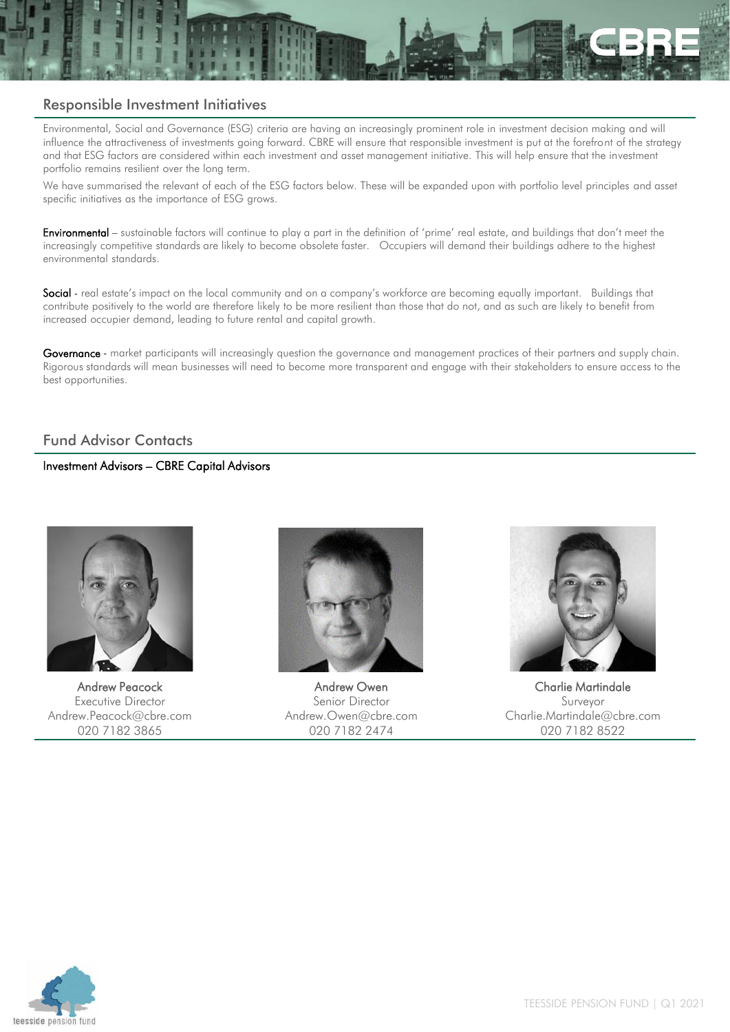## Responsible Investment Initiatives

Environmental, Social and Governance (ESG) criteria are having an increasingly prominent role in investment decision making and will influence the attractiveness of investments going forward. CBRE will ensure that responsible investment is put at the forefront of the strategy and that ESG factors are considered within each investment and asset management initiative. This will help ensure that the investment portfolio remains resilient over the long term.

We have summarised the relevant of each of the ESG factors below. These will be expanded upon with portfolio level principles and asset specific initiatives as the importance of ESG grows.

**Environmental** – sustainable factors will continue to play a part in the definition of 'prime' real estate, and buildings that don't meet the increasingly competitive standards are likely to become obsolete faster. Occupiers will demand their buildings adhere to the highest environmental standards.

**Social** - real estate's impact on the local community and on a company's workforce are becoming equally important. Buildings that contribute positively to the world are therefore likely to be more resilient than those that do not, and as such are likely to benefit from increased occupier demand, leading to future rental and capital growth.

**Governance** - market participants will increasingly question the governance and management practices of their partners and supply chain. Rigorous standards will mean businesses will need to become more transparent and engage with their stakeholders to ensure access to the best opportunities.

## Fund Advisor Contacts

**Investment Advisors – CBRE Capital Advisors**

| | | |
|---|---|---|
| **Andrew Peacock** | **Andrew Owen** | **Charlie Martindale** |
| Executive Director | Senior Director | Surveyor |
| Andrew.Peacock@cbre.com | Andrew.Owen@cbre.com | Charlie.Martindale@cbre.com |
| 020 7182 3865 | 020 7182 2474 | 020 7182 8522 |